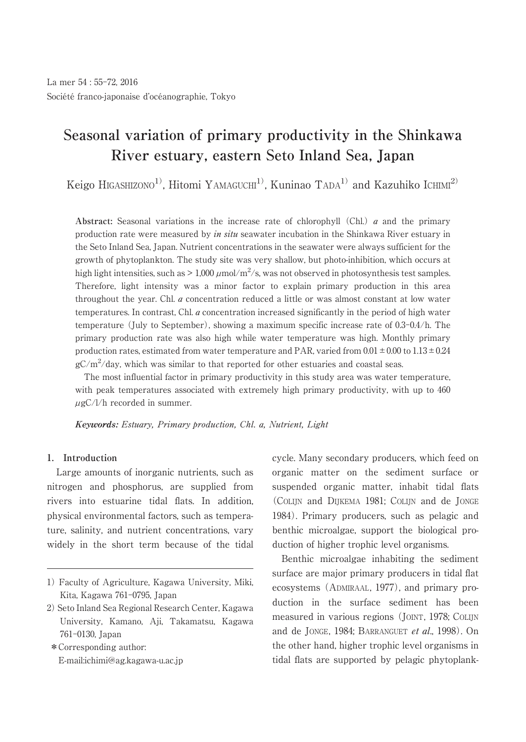La mer 54 : 55–72, 2016
Société franco-japonaise d'océanographie, Tokyo

# Seasonal variation of primary productivity in the Shinkawa River estuary, eastern Seto Inland Sea, Japan

Keigo HIGASHIZONO[1], Hitomi YAMAGUCHI[1], Kuninao TADA[1] and Kazuhiko ICHIMI[2]

**Abstract:** Seasonal variations in the increase rate of chlorophyll (Chl.) *a* and the primary production rate were measured by *in situ* seawater incubation in the Shinkawa River estuary in the Seto Inland Sea, Japan. Nutrient concentrations in the seawater were always sufficient for the growth of phytoplankton. The study site was very shallow, but photo-inhibition, which occurs at high light intensities, such as > 1,000 $\mu$mol/m$^2$/s, was not observed in photosynthesis test samples. Therefore, light intensity was a minor factor to explain primary production in this area throughout the year. Chl. *a* concentration reduced a little or was almost constant at low water temperatures. In contrast, Chl. *a* concentration increased significantly in the period of high water temperature (July to September), showing a maximum specific increase rate of 0.3–0.4/h. The primary production rate was also high while water temperature was high. Monthly primary production rates, estimated from water temperature and PAR, varied from 0.01 ± 0.00 to 1.13 ± 0.24 gC/m$^2$/day, which was similar to that reported for other estuaries and coastal seas.

The most influential factor in primary productivity in this study area was water temperature, with peak temperatures associated with extremely high primary productivity, with up to 460 $\mu$gC/l/h recorded in summer.

***Keywords:*** *Estuary, Primary production, Chl. a, Nutrient, Light*

## 1. Introduction

Large amounts of inorganic nutrients, such as nitrogen and phosphorus, are supplied from rivers into estuarine tidal flats. In addition, physical environmental factors, such as temperature, salinity, and nutrient concentrations, vary widely in the short term because of the tidal cycle. Many secondary producers, which feed on organic matter on the sediment surface or suspended organic matter, inhabit tidal flats (COLIJN and DIJKEMA 1981; COLIJN and de JONGE 1984). Primary producers, such as pelagic and benthic microalgae, support the biological production of higher trophic level organisms.

Benthic microalgae inhabiting the sediment surface are major primary producers in tidal flat ecosystems (ADMIRAAL, 1977), and primary production in the surface sediment has been measured in various regions (JOINT, 1978; COLIJN and de JONGE, 1984; BARRANGUET *et al*., 1998). On the other hand, higher trophic level organisms in tidal flats are supported by pelagic phytoplank-

1) Faculty of Agriculture, Kagawa University, Miki, Kita, Kagawa 761-0795, Japan

2) Seto Inland Sea Regional Research Center, Kagawa University, Kamano, Aji, Takamatsu, Kagawa 761-0130, Japan

\*Corresponding author:
E-mail:ichimi@ag.kagawa-u.ac.jp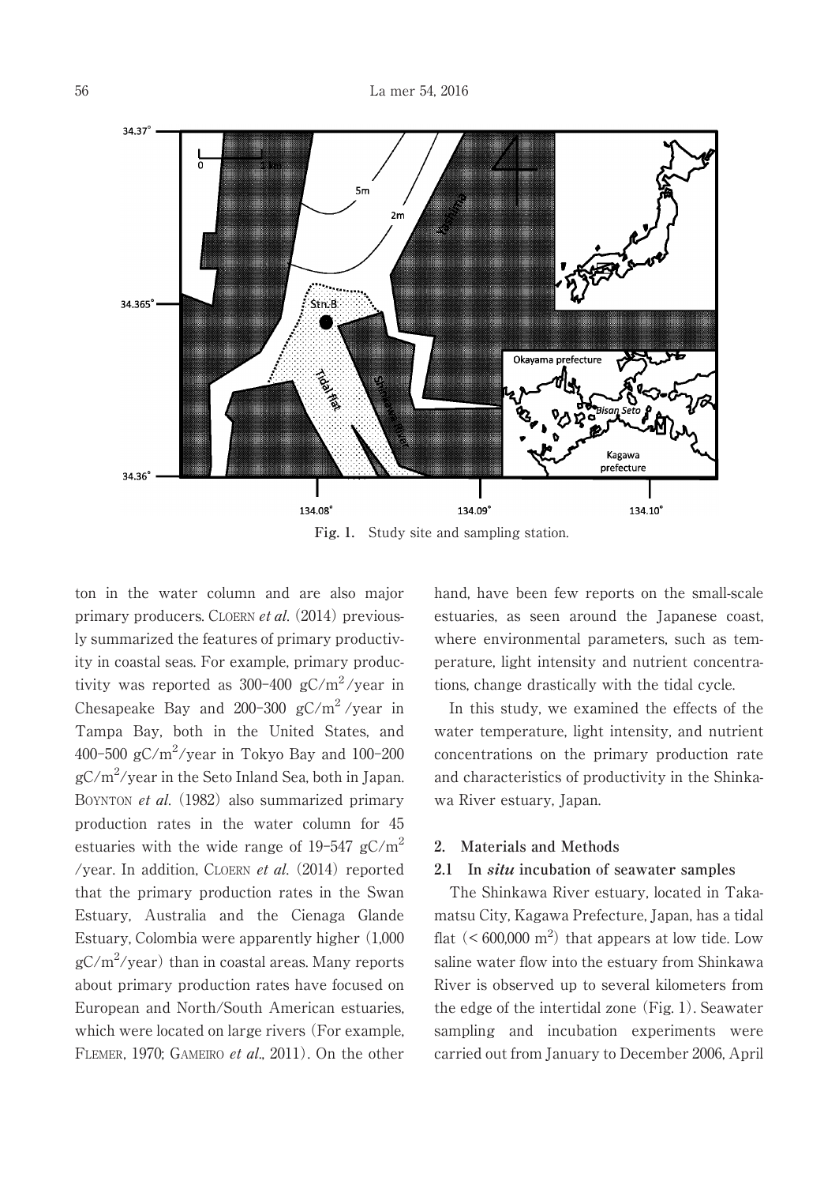Fig. 1. Study site and sampling station.

ton in the water column and are also major primary producers. CLOERN *et al*. (2014) previously summarized the features of primary productivity in coastal seas. For example, primary productivity was reported as 300–400 $gC/m^2$/year in Chesapeake Bay and 200–300 $gC/m^2$/year in Tampa Bay, both in the United States, and 400–500 $gC/m^2$/year in Tokyo Bay and 100–200 $gC/m^2$/year in the Seto Inland Sea, both in Japan. BOYNTON *et al*. (1982) also summarized primary production rates in the water column for 45 estuaries with the wide range of 19–547 $gC/m^2$/year. In addition, CLOERN *et al*. (2014) reported that the primary production rates in the Swan Estuary, Australia and the Cienaga Glande Estuary, Colombia were apparently higher (1,000 $gC/m^2$/year) than in coastal areas. Many reports about primary production rates have focused on European and North/South American estuaries, which were located on large rivers (For example, FLEMER, 1970; GAMEIRO *et al*., 2011). On the other hand, have been few reports on the small-scale estuaries, as seen around the Japanese coast, where environmental parameters, such as temperature, light intensity and nutrient concentrations, change drastically with the tidal cycle.

In this study, we examined the effects of the water temperature, light intensity, and nutrient concentrations on the primary production rate and characteristics of productivity in the Shinkawa River estuary, Japan.

## 2. Materials and Methods

### 2.1 In *situ* incubation of seawater samples

The Shinkawa River estuary, located in Takamatsu City, Kagawa Prefecture, Japan, has a tidal flat ($< 600{,}000$ $m^2$) that appears at low tide. Low saline water flow into the estuary from Shinkawa River is observed up to several kilometers from the edge of the intertidal zone (Fig. 1). Seawater sampling and incubation experiments were carried out from January to December 2006, April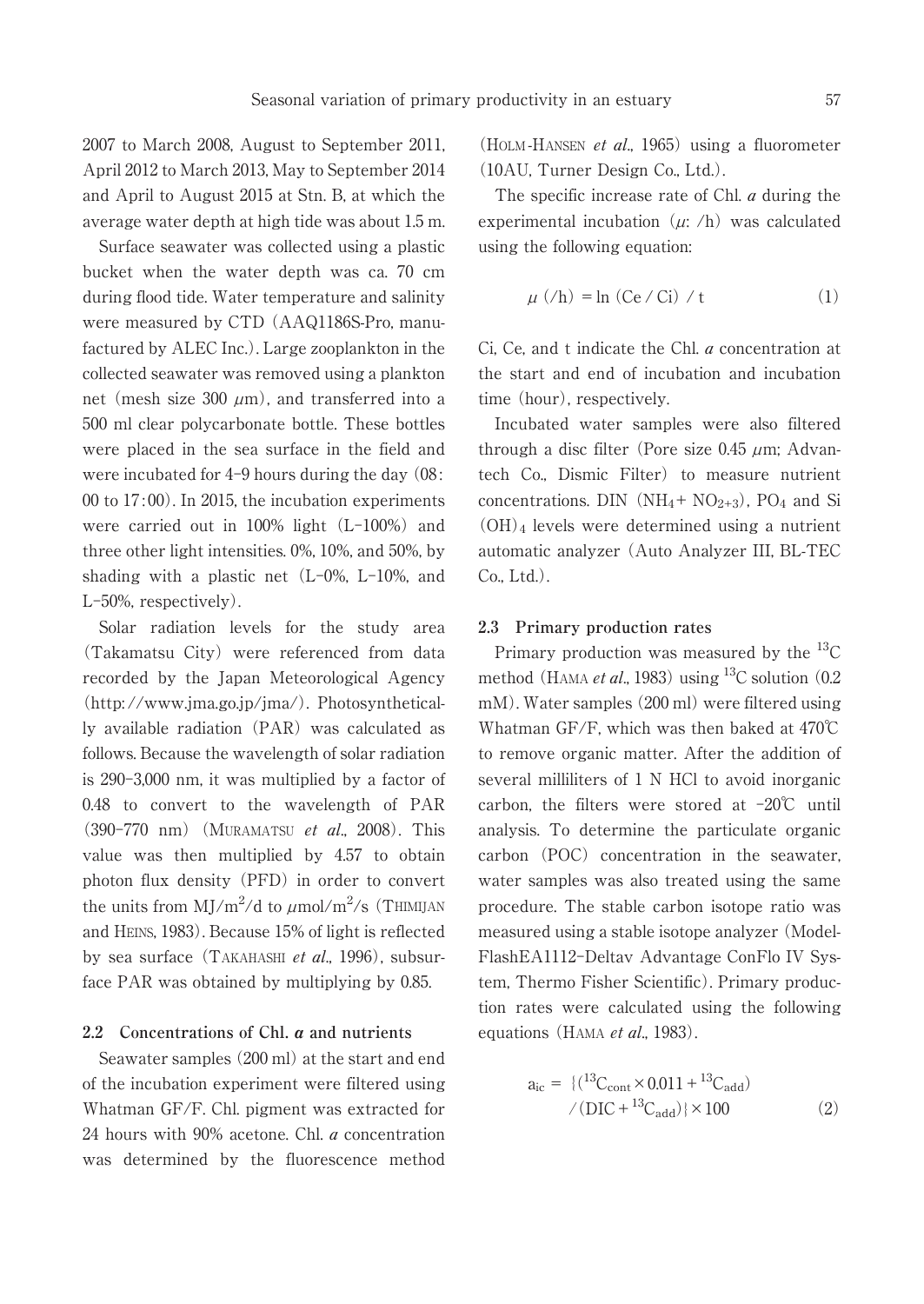2007 to March 2008, August to September 2011, April 2012 to March 2013, May to September 2014 and April to August 2015 at Stn. B, at which the average water depth at high tide was about 1.5 m.

Surface seawater was collected using a plastic bucket when the water depth was ca. 70 cm during flood tide. Water temperature and salinity were measured by CTD (AAQ1186S-Pro, manufactured by ALEC Inc.). Large zooplankton in the collected seawater was removed using a plankton net (mesh size 300 $\mu$m), and transferred into a 500 ml clear polycarbonate bottle. These bottles were placed in the sea surface in the field and were incubated for 4–9 hours during the day (08:00 to 17:00). In 2015, the incubation experiments were carried out in 100% light (L-100%) and three other light intensities. 0%, 10%, and 50%, by shading with a plastic net (L-0%, L-10%, and L-50%, respectively).

Solar radiation levels for the study area (Takamatsu City) were referenced from data recorded by the Japan Meteorological Agency (http://www.jma.go.jp/jma/). Photosynthetically available radiation (PAR) was calculated as follows. Because the wavelength of solar radiation is 290–3,000 nm, it was multiplied by a factor of 0.48 to convert to the wavelength of PAR (390–770 nm) (Muramatsu *et al*., 2008). This value was then multiplied by 4.57 to obtain photon flux density (PFD) in order to convert the units from $MJ/m^2/d$ to $\mu mol/m^2/s$ (Thimijan and Heins, 1983). Because 15% of light is reflected by sea surface (Takahashi *et al*., 1996), subsurface PAR was obtained by multiplying by 0.85.

### 2.2 Concentrations of Chl. *a* and nutrients

Seawater samples (200 ml) at the start and end of the incubation experiment were filtered using Whatman GF/F. Chl. pigment was extracted for 24 hours with 90% acetone. Chl. *a* concentration was determined by the fluorescence method (Holm-Hansen *et al*., 1965) using a fluorometer (10AU, Turner Design Co., Ltd.).

The specific increase rate of Chl. *a* during the experimental incubation ($\mu$: /h) was calculated using the following equation:

$$\mu\ (/h) = \ln\ (Ce / Ci) / t \tag{1}$$

Ci, Ce, and t indicate the Chl. *a* concentration at the start and end of incubation and incubation time (hour), respectively.

Incubated water samples were also filtered through a disc filter (Pore size 0.45 $\mu$m; Advantech Co., Dismic Filter) to measure nutrient concentrations. DIN ($NH_4$+ $NO_{2+3}$), $PO_4$ and $Si(OH)_4$ levels were determined using a nutrient automatic analyzer (Auto Analyzer III, BL-TEC Co., Ltd.).

### 2.3 Primary production rates

Primary production was measured by the $^{13}C$ method (Hama *et al*., 1983) using $^{13}C$ solution (0.2 mM). Water samples (200 ml) were filtered using Whatman GF/F, which was then baked at 470℃ to remove organic matter. After the addition of several milliliters of 1 N HCl to avoid inorganic carbon, the filters were stored at −20℃ until analysis. To determine the particulate organic carbon (POC) concentration in the seawater, water samples was also treated using the same procedure. The stable carbon isotope ratio was measured using a stable isotope analyzer (Model-FlashEA1112-Deltav Advantage ConFlo IV System, Thermo Fisher Scientific). Primary production rates were calculated using the following equations (Hama *et al*., 1983).

$$a_{ic} = \{(^{13}C_{cont} \times 0.011 + {}^{13}C_{add}) / (DIC + {}^{13}C_{add})\} \times 100 \tag{2}$$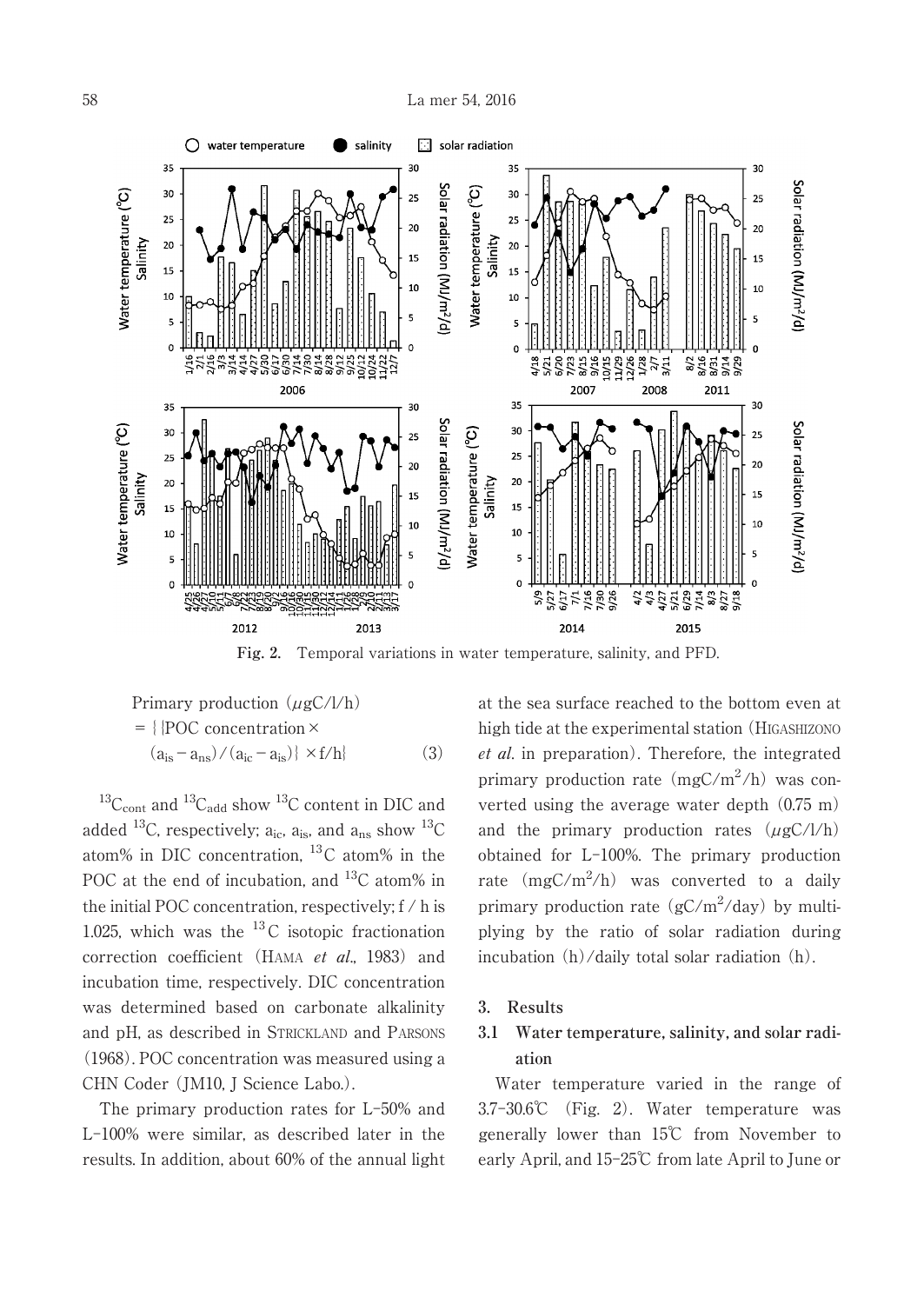**Fig. 2.** Temporal variations in water temperature, salinity, and PFD.

$$\text{Primary production } (\mu gC/l/h) = \{\{\text{POC concentration} \times (a_{is} - a_{ns}) / (a_{ic} - a_{is})\} \times f / h\} \quad (3)$$

$^{13}C_{cont}$ and $^{13}C_{add}$ show $^{13}C$ content in DIC and added $^{13}C$, respectively; $a_{ic}$, $a_{is}$, and $a_{ns}$ show $^{13}C$ atom% in DIC concentration, $^{13}C$ atom% in the POC at the end of incubation, and $^{13}C$ atom% in the initial POC concentration, respectively; f / h is 1.025, which was the $^{13}C$ isotopic fractionation correction coefficient (HAMA *et al.*, 1983) and incubation time, respectively. DIC concentration was determined based on carbonate alkalinity and pH, as described in STRICKLAND and PARSONS (1968). POC concentration was measured using a CHN Coder (JM10, J Science Labo.).

The primary production rates for L-50% and L-100% were similar, as described later in the results. In addition, about 60% of the annual light at the sea surface reached to the bottom even at high tide at the experimental station (HIGASHIZONO *et al.* in preparation). Therefore, the integrated primary production rate ($mgC/m^2/h$) was converted using the average water depth (0.75 m) and the primary production rates ($\mu gC/l/h$) obtained for L-100%. The primary production rate ($mgC/m^2/h$) was converted to a daily primary production rate ($gC/m^2/day$) by multiplying by the ratio of solar radiation during incubation (h)/daily total solar radiation (h).

## 3. Results

### 3.1 Water temperature, salinity, and solar radiation

Water temperature varied in the range of 3.7–30.6℃ (Fig. 2). Water temperature was generally lower than 15℃ from November to early April, and 15–25℃ from late April to June or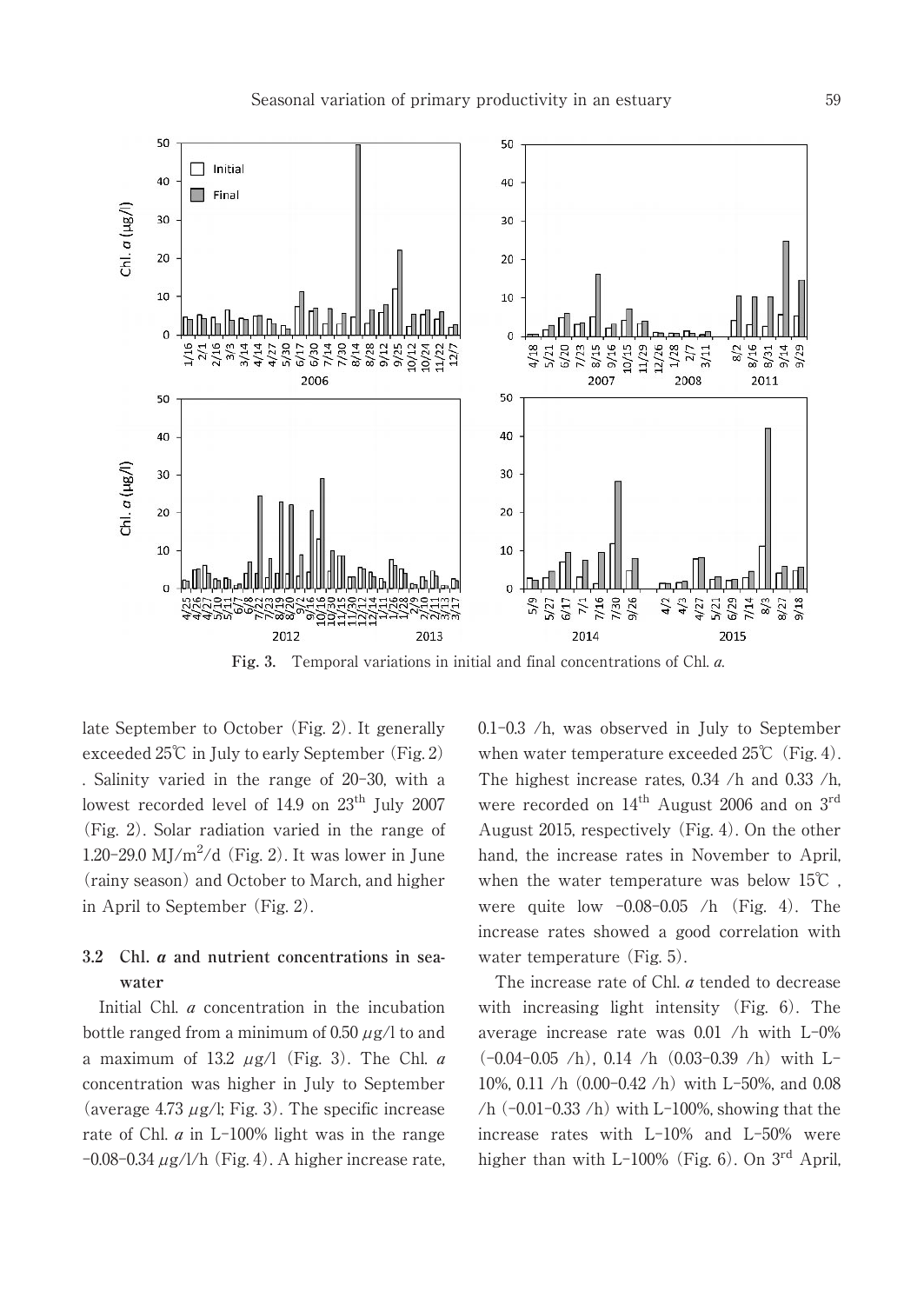Fig. 3. Temporal variations in initial and final concentrations of Chl. *a*.

late September to October (Fig. 2). It generally exceeded 25℃ in July to early September (Fig. 2). Salinity varied in the range of 20–30, with a lowest recorded level of 14.9 on 23[th] July 2007 (Fig. 2). Solar radiation varied in the range of 1.20–29.0 MJ/m$^2$/d (Fig. 2). It was lower in June (rainy season) and October to March, and higher in April to September (Fig. 2).

### 3.2 Chl. *a* and nutrient concentrations in seawater

Initial Chl. *a* concentration in the incubation bottle ranged from a minimum of 0.50 $\mu$g/l to and a maximum of 13.2 $\mu$g/l (Fig. 3). The Chl. *a* concentration was higher in July to September (average 4.73 $\mu$g/l; Fig. 3). The specific increase rate of Chl. *a* in L-100% light was in the range −0.08–0.34 $\mu$g/l/h (Fig. 4). A higher increase rate, 0.1–0.3 /h, was observed in July to September when water temperature exceeded 25℃ (Fig. 4). The highest increase rates, 0.34 /h and 0.33 /h, were recorded on 14[th] August 2006 and on 3[rd] August 2015, respectively (Fig. 4). On the other hand, the increase rates in November to April, when the water temperature was below 15℃, were quite low −0.08–0.05 /h (Fig. 4). The increase rates showed a good correlation with water temperature (Fig. 5).

The increase rate of Chl. *a* tended to decrease with increasing light intensity (Fig. 6). The average increase rate was 0.01 /h with L-0% (−0.04–0.05 /h), 0.14 /h (0.03–0.39 /h) with L-10%, 0.11 /h (0.00–0.42 /h) with L-50%, and 0.08 /h (−0.01–0.33 /h) with L-100%, showing that the increase rates with L-10% and L-50% were higher than with L-100% (Fig. 6). On 3[rd] April,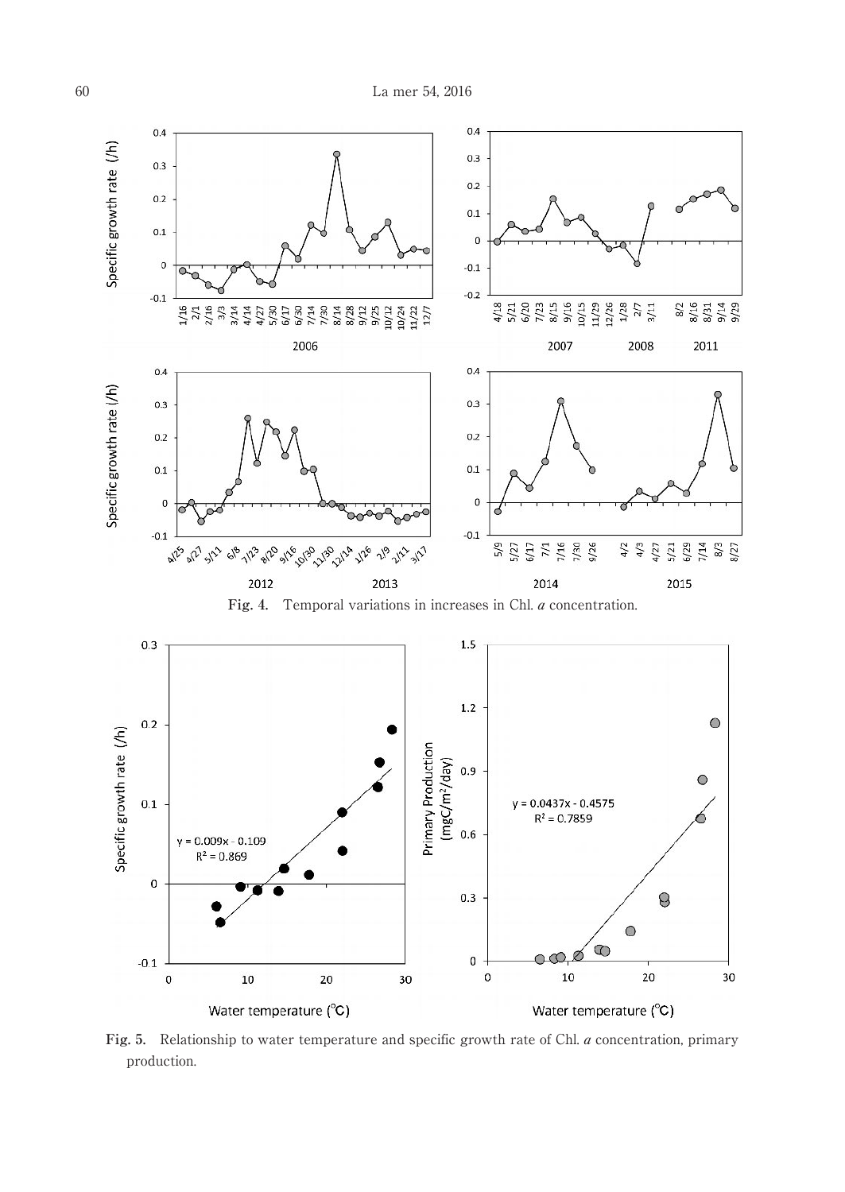**Fig. 4.** Temporal variations in increases in Chl. *a* concentration.

**Fig. 5.** Relationship to water temperature and specific growth rate of Chl. *a* concentration, primary production.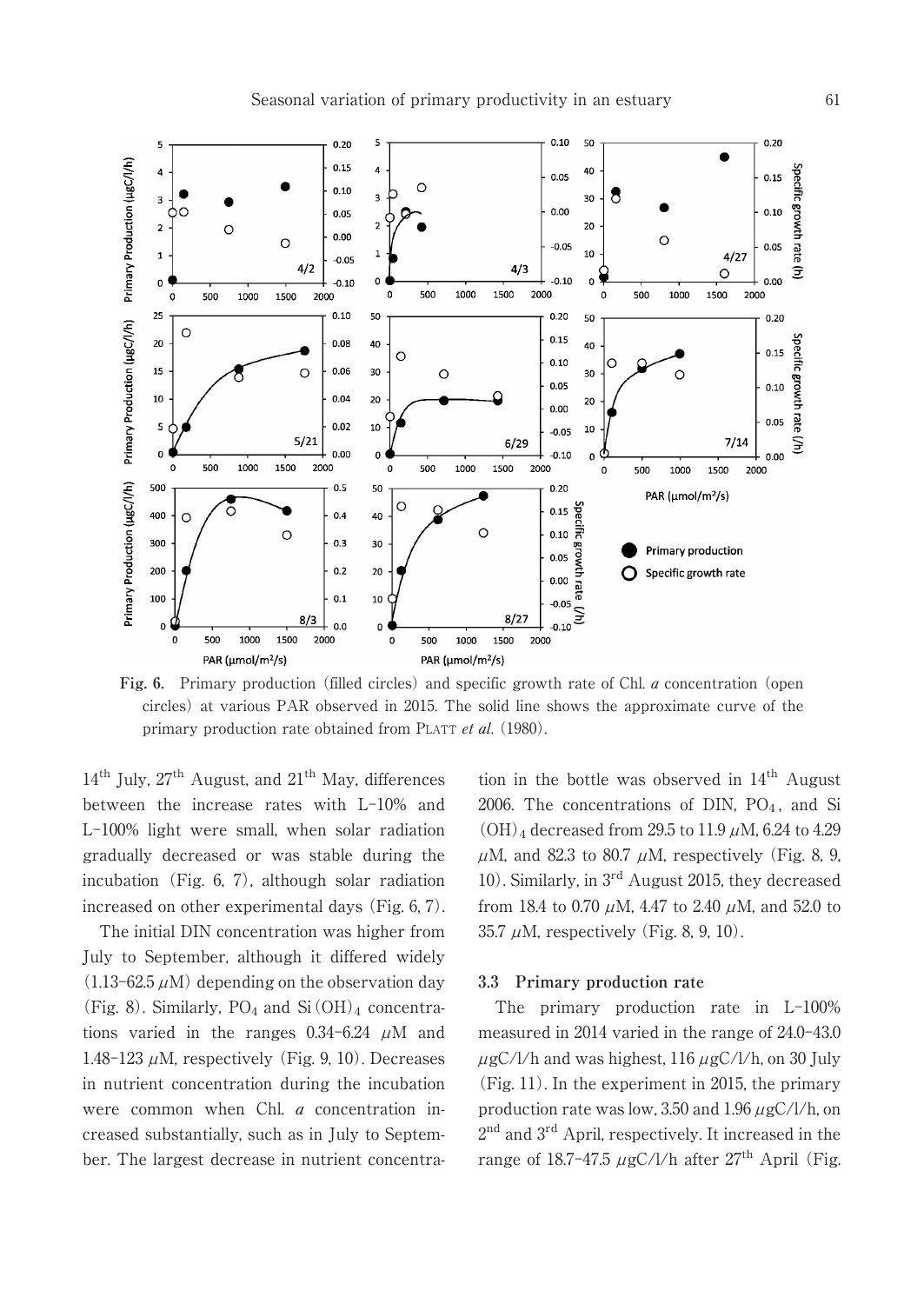Fig. 6. Primary production (filled circles) and specific growth rate of Chl. *a* concentration (open circles) at various PAR observed in 2015. The solid line shows the approximate curve of the primary production rate obtained from PLATT *et al*. (1980).

14th July, 27th August, and 21th May, differences between the increase rates with L-10% and L-100% light were small, when solar radiation gradually decreased or was stable during the incubation (Fig. 6, 7), although solar radiation increased on other experimental days (Fig. 6, 7).

The initial DIN concentration was higher from July to September, although it differed widely (1.13–62.5 $\mu$M) depending on the observation day (Fig. 8). Similarly, $PO_4$ and $Si(OH)_4$ concentrations varied in the ranges 0.34–6.24 $\mu$M and 1.48–123 $\mu$M, respectively (Fig. 9, 10). Decreases in nutrient concentration during the incubation were common when Chl. *a* concentration increased substantially, such as in July to September. The largest decrease in nutrient concentration in the bottle was observed in 14th August 2006. The concentrations of DIN, $PO_4$, and $Si(OH)_4$ decreased from 29.5 to 11.9 $\mu$M, 6.24 to 4.29 $\mu$M, and 82.3 to 80.7 $\mu$M, respectively (Fig. 8, 9, 10). Similarly, in 3rd August 2015, they decreased from 18.4 to 0.70 $\mu$M, 4.47 to 2.40 $\mu$M, and 52.0 to 35.7 $\mu$M, respectively (Fig. 8, 9, 10).

### 3.3 Primary production rate

The primary production rate in L-100% measured in 2014 varied in the range of 24.0–43.0 $\mu$gC/l/h and was highest, 116 $\mu$gC/l/h, on 30 July (Fig. 11). In the experiment in 2015, the primary production rate was low, 3.50 and 1.96 $\mu$gC/l/h, on 2nd and 3rd April, respectively. It increased in the range of 18.7–47.5 $\mu$gC/l/h after 27th April (Fig.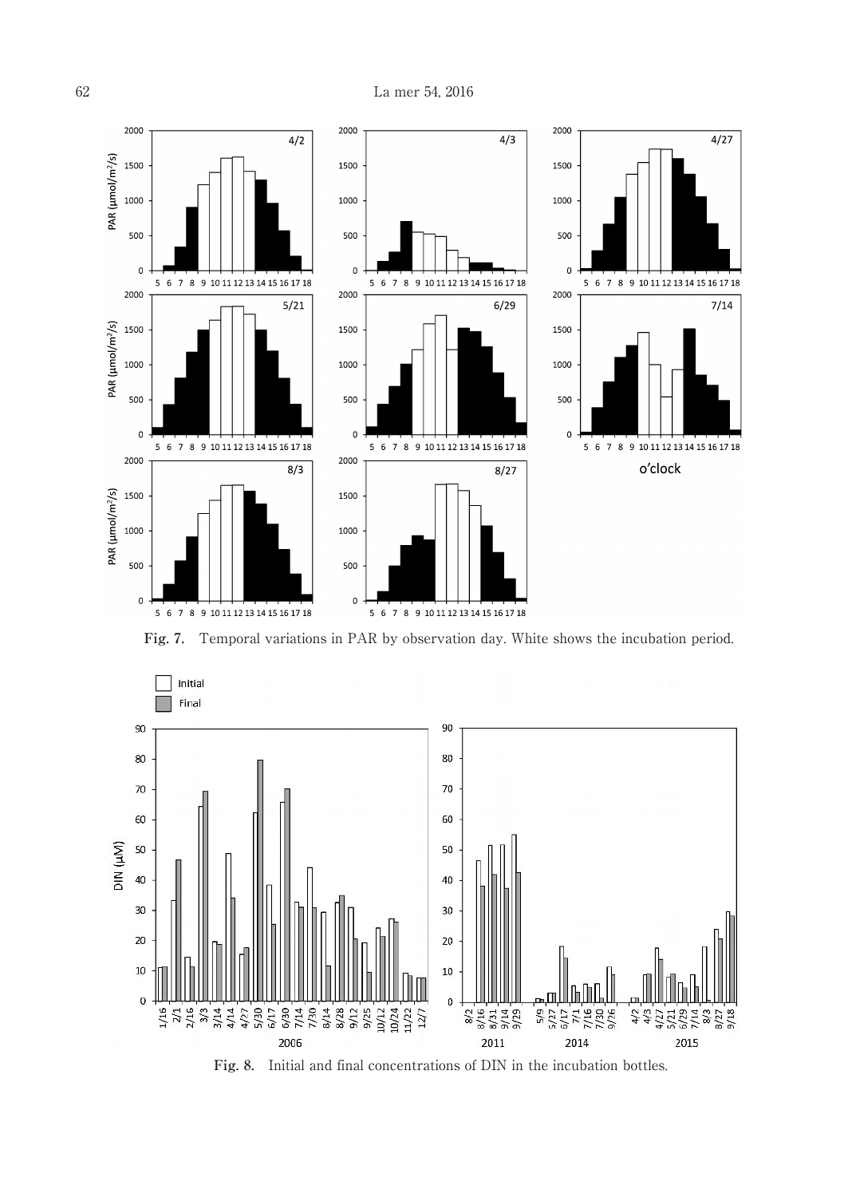**Fig. 7.** Temporal variations in PAR by observation day. White shows the incubation period.

**Fig. 8.** Initial and final concentrations of DIN in the incubation bottles.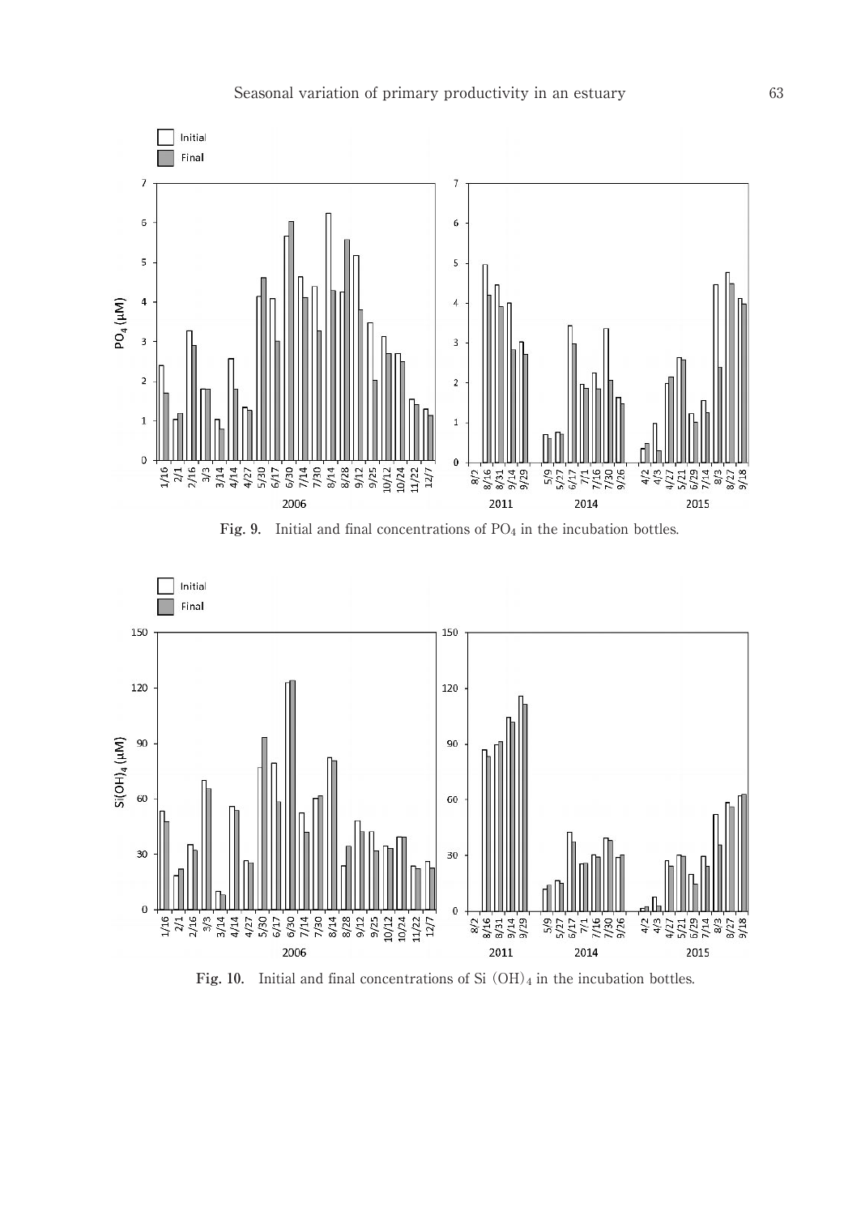Fig. 9. Initial and final concentrations of $PO_4$ in the incubation bottles.

Fig. 10. Initial and final concentrations of $Si(OH)_4$ in the incubation bottles.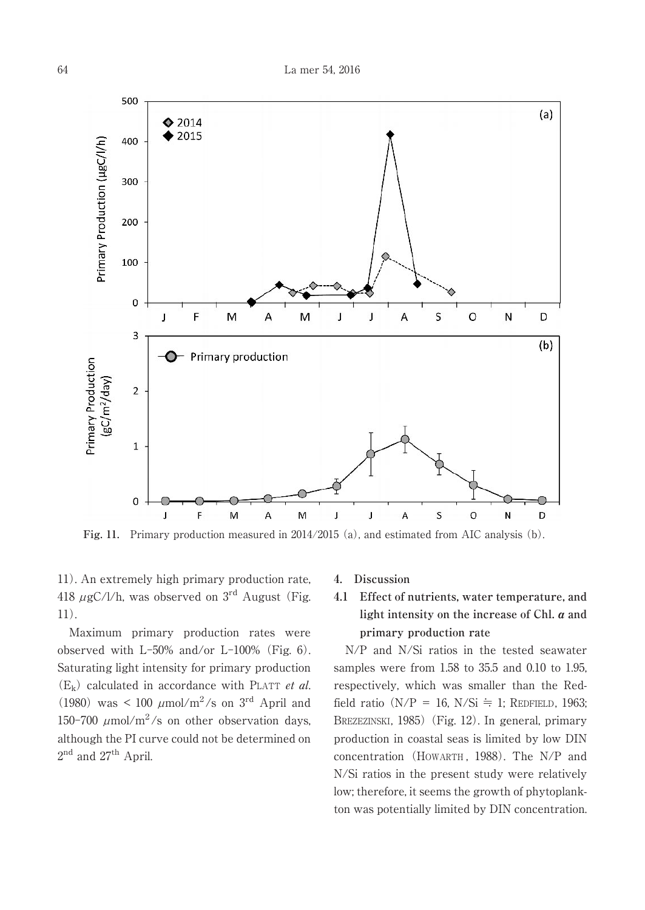Fig. 11. Primary production measured in 2014/2015 (a), and estimated from AIC analysis (b).

11). An extremely high primary production rate, 418 $\mu$gC/l/h, was observed on 3rd August (Fig. 11).

Maximum primary production rates were observed with L-50% and/or L-100% (Fig. 6). Saturating light intensity for primary production ($E_k$) calculated in accordance with PLATT *et al.* (1980) was < 100 $\mu$mol/m$^2$/s on 3rd April and 150-700 $\mu$mol/m$^2$/s on other observation days, although the PI curve could not be determined on 2nd and 27th April.

## 4. Discussion

### 4.1 Effect of nutrients, water temperature, and light intensity on the increase of Chl. *a* and primary production rate

N/P and N/Si ratios in the tested seawater samples were from 1.58 to 35.5 and 0.10 to 1.95, respectively, which was smaller than the Redfield ratio (N/P = 16, N/Si ≒ 1; REDFIELD, 1963; BREZEZINSKI, 1985) (Fig. 12). In general, primary production in coastal seas is limited by low DIN concentration (HOWARTH, 1988). The N/P and N/Si ratios in the present study were relatively low; therefore, it seems the growth of phytoplankton was potentially limited by DIN concentration.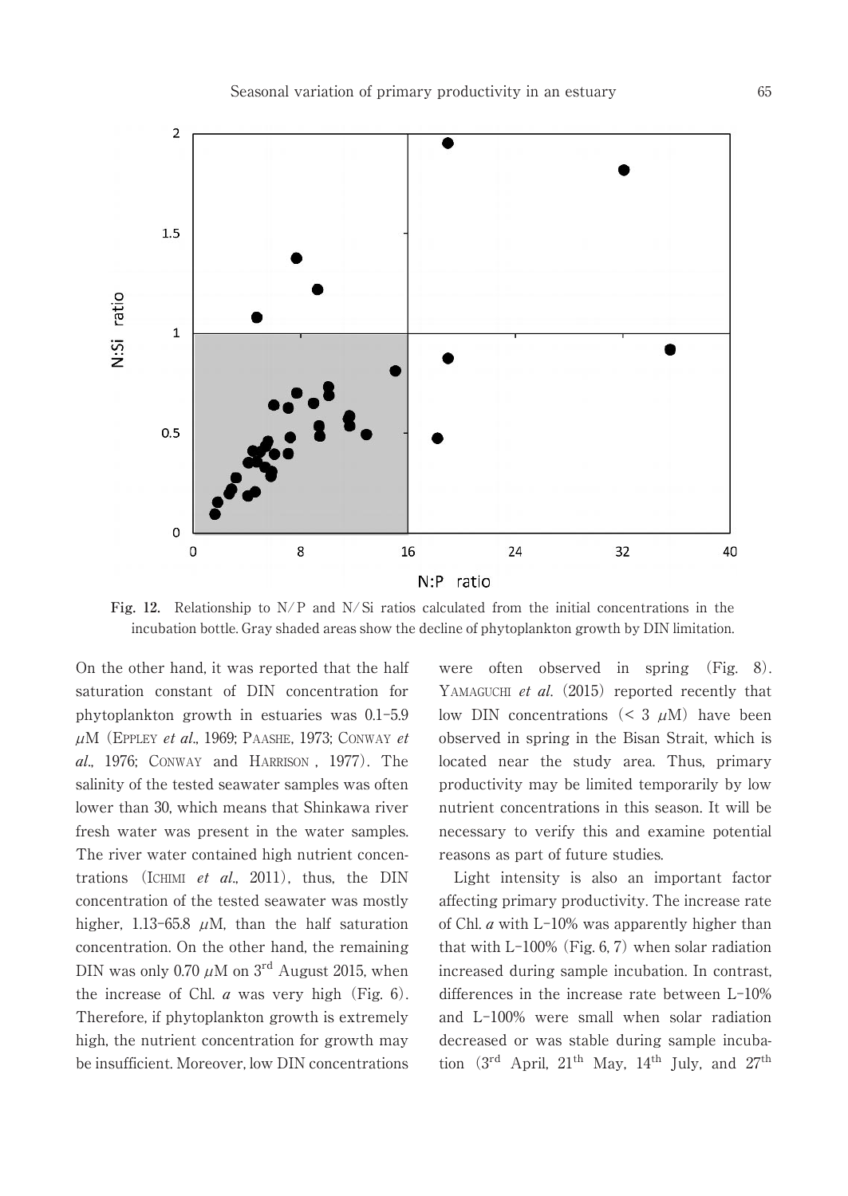**Fig. 12.** Relationship to N/P and N/Si ratios calculated from the initial concentrations in the incubation bottle. Gray shaded areas show the decline of phytoplankton growth by DIN limitation.

On the other hand, it was reported that the half saturation constant of DIN concentration for phytoplankton growth in estuaries was 0.1–5.9 $\mu$M (EPPLEY *et al*., 1969; PAASHE, 1973; CONWAY *et al*., 1976; CONWAY and HARRISON , 1977). The salinity of the tested seawater samples was often lower than 30, which means that Shinkawa river fresh water was present in the water samples. The river water contained high nutrient concentrations (ICHIMI *et al*., 2011), thus, the DIN concentration of the tested seawater was mostly higher, 1.13–65.8 $\mu$M, than the half saturation concentration. On the other hand, the remaining DIN was only 0.70 $\mu$M on 3rd August 2015, when the increase of Chl. *a* was very high (Fig. 6). Therefore, if phytoplankton growth is extremely high, the nutrient concentration for growth may be insufficient. Moreover, low DIN concentrations were often observed in spring (Fig. 8). YAMAGUCHI *et al*. (2015) reported recently that low DIN concentrations (< 3 $\mu$M) have been observed in spring in the Bisan Strait, which is located near the study area. Thus, primary productivity may be limited temporarily by low nutrient concentrations in this season. It will be necessary to verify this and examine potential reasons as part of future studies.

Light intensity is also an important factor affecting primary productivity. The increase rate of Chl. *a* with L–10% was apparently higher than that with L–100% (Fig. 6, 7) when solar radiation increased during sample incubation. In contrast, differences in the increase rate between L–10% and L–100% were small when solar radiation decreased or was stable during sample incubation (3rd April, 21th May, 14th July, and 27th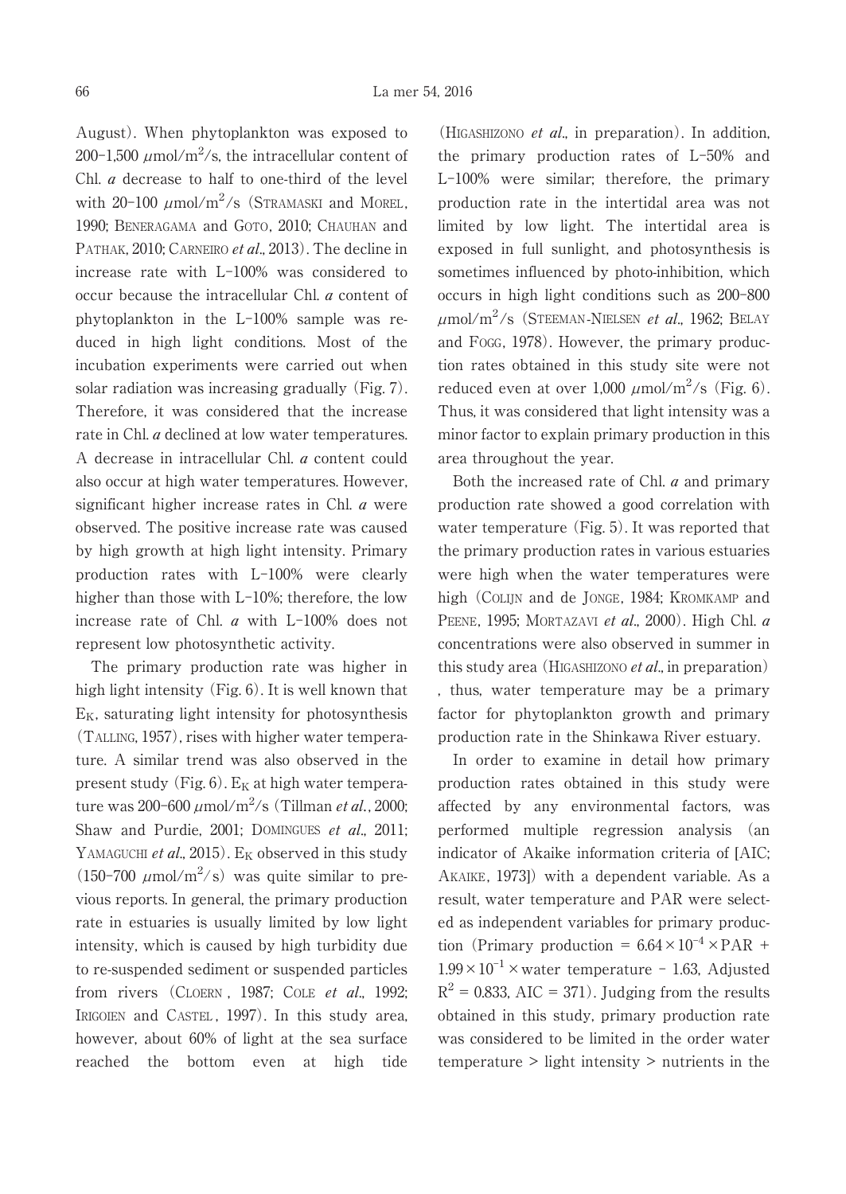August). When phytoplankton was exposed to 200–1,500 $\mu$mol/m$^2$/s, the intracellular content of Chl. *a* decrease to half to one-third of the level with 20–100 $\mu$mol/m$^2$/s (STRAMASKI and MOREL, 1990; BENERAGAMA and GOTO, 2010; CHAUHAN and PATHAK, 2010; CARNEIRO *et al*., 2013). The decline in increase rate with L-100% was considered to occur because the intracellular Chl. *a* content of phytoplankton in the L-100% sample was reduced in high light conditions. Most of the incubation experiments were carried out when solar radiation was increasing gradually (Fig. 7). Therefore, it was considered that the increase rate in Chl. *a* declined at low water temperatures. A decrease in intracellular Chl. *a* content could also occur at high water temperatures. However, significant higher increase rates in Chl. *a* were observed. The positive increase rate was caused by high growth at high light intensity. Primary production rates with L-100% were clearly higher than those with L-10%; therefore, the low increase rate of Chl. *a* with L-100% does not represent low photosynthetic activity.

The primary production rate was higher in high light intensity (Fig. 6). It is well known that $E_K$, saturating light intensity for photosynthesis (TALLING, 1957), rises with higher water temperature. A similar trend was also observed in the present study (Fig. 6). $E_K$ at high water temperature was 200–600 $\mu$mol/m$^2$/s (Tillman *et al.*, 2000; Shaw and Purdie, 2001; DOMINGUES *et al*., 2011; YAMAGUCHI *et al*., 2015). $E_K$ observed in this study (150–700 $\mu$mol/m$^2$/s) was quite similar to previous reports. In general, the primary production rate in estuaries is usually limited by low light intensity, which is caused by high turbidity due to re-suspended sediment or suspended particles from rivers (CLOERN, 1987; COLE *et al*., 1992; IRIGOIEN and CASTEL, 1997). In this study area, however, about 60% of light at the sea surface reached the bottom even at high tide (HIGASHIZONO *et al*., in preparation). In addition, the primary production rates of L-50% and L-100% were similar; therefore, the primary production rate in the intertidal area was not limited by low light. The intertidal area is exposed in full sunlight, and photosynthesis is sometimes influenced by photo-inhibition, which occurs in high light conditions such as 200–800 $\mu$mol/m$^2$/s (STEEMAN-NIELSEN *et al*., 1962; BELAY and FOGG, 1978). However, the primary production rates obtained in this study site were not reduced even at over 1,000 $\mu$mol/m$^2$/s (Fig. 6). Thus, it was considered that light intensity was a minor factor to explain primary production in this area throughout the year.

Both the increased rate of Chl. *a* and primary production rate showed a good correlation with water temperature (Fig. 5). It was reported that the primary production rates in various estuaries were high when the water temperatures were high (COLIJN and de JONGE, 1984; KROMKAMP and PEENE, 1995; MORTAZAVI *et al*., 2000). High Chl. *a* concentrations were also observed in summer in this study area (HIGASHIZONO *et al*., in preparation), thus, water temperature may be a primary factor for phytoplankton growth and primary production rate in the Shinkawa River estuary.

In order to examine in detail how primary production rates obtained in this study were affected by any environmental factors, was performed multiple regression analysis (an indicator of Akaike information criteria of [AIC; AKAIKE, 1973]) with a dependent variable. As a result, water temperature and PAR were selected as independent variables for primary production (Primary production = $6.64 \times 10^{-4} \times$ PAR + $1.99 \times 10^{-1} \times$ water temperature − 1.63, Adjusted $R^2 = 0.833$, AIC = 371). Judging from the results obtained in this study, primary production rate was considered to be limited in the order water temperature > light intensity > nutrients in the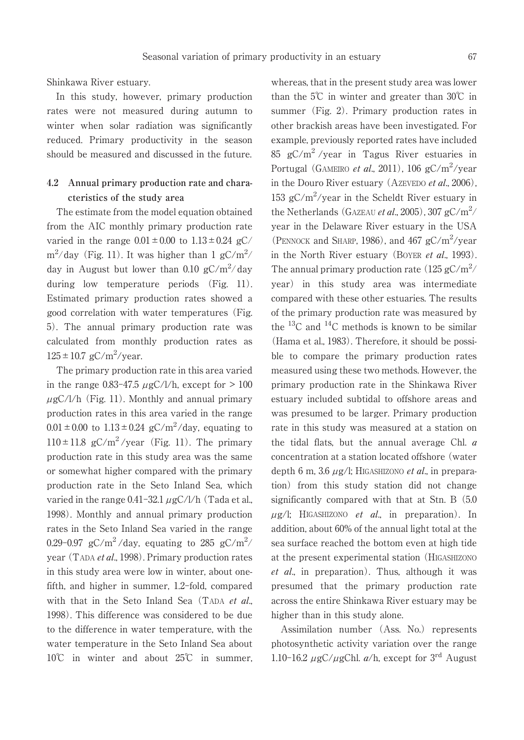Shinkawa River estuary.

In this study, however, primary production rates were not measured during autumn to winter when solar radiation was significantly reduced. Primary productivity in the season should be measured and discussed in the future.

### 4.2 Annual primary production rate and characteristics of the study area

The estimate from the model equation obtained from the AIC monthly primary production rate varied in the range $0.01 \pm 0.00$ to $1.13 \pm 0.24$ gC/$m^2$/day (Fig. 11). It was higher than 1 gC/$m^2$/day in August but lower than 0.10 gC/$m^2$/day during low temperature periods (Fig. 11). Estimated primary production rates showed a good correlation with water temperatures (Fig. 5). The annual primary production rate was calculated from monthly production rates as $125 \pm 10.7$ gC/$m^2$/year.

The primary production rate in this area varied in the range 0.83–47.5 $\mu$gC/l/h, except for > 100 $\mu$gC/l/h (Fig. 11). Monthly and annual primary production rates in this area varied in the range $0.01 \pm 0.00$ to $1.13 \pm 0.24$ gC/$m^2$/day, equating to $110 \pm 11.8$ gC/$m^2$/year (Fig. 11). The primary production rate in this study area was the same or somewhat higher compared with the primary production rate in the Seto Inland Sea, which varied in the range 0.41–32.1 $\mu$gC/l/h (Tada et al., 1998). Monthly and annual primary production rates in the Seto Inland Sea varied in the range 0.29–0.97 gC/$m^2$/day, equating to 285 gC/$m^2$/year (Tada *et al*., 1998). Primary production rates in this study area were low in winter, about one-fifth, and higher in summer, 1.2-fold, compared with that in the Seto Inland Sea (Tada *et al*., 1998). This difference was considered to be due to the difference in water temperature, with the water temperature in the Seto Inland Sea about 10℃ in winter and about 25℃ in summer, whereas, that in the present study area was lower than the 5℃ in winter and greater than 30℃ in summer (Fig. 2). Primary production rates in other brackish areas have been investigated. For example, previously reported rates have included 85 gC/$m^2$/year in Tagus River estuaries in Portugal (Gameiro *et al*., 2011), 106 gC/$m^2$/year in the Douro River estuary (Azevedo *et al*., 2006), 153 gC/$m^2$/year in the Scheldt River estuary in the Netherlands (Gazeau *et al*., 2005), 307 gC/$m^2$/year in the Delaware River estuary in the USA (Pennock and Sharp, 1986), and 467 gC/$m^2$/year in the North River estuary (Boyer *et al*., 1993). The annual primary production rate (125 gC/$m^2$/year) in this study area was intermediate compared with these other estuaries. The results of the primary production rate was measured by the $^{13}C$ and $^{14}C$ methods is known to be similar (Hama et al., 1983). Therefore, it should be possible to compare the primary production rates measured using these two methods. However, the primary production rate in the Shinkawa River estuary included subtidal to offshore areas and was presumed to be larger. Primary production rate in this study was measured at a station on the tidal flats, but the annual average Chl. *a* concentration at a station located offshore (water depth 6 m, 3.6 $\mu$g/l; Higashizono *et al*., in preparation) from this study station did not change significantly compared with that at Stn. B (5.0 $\mu$g/l; Higashizono *et al*., in preparation). In addition, about 60% of the annual light total at the sea surface reached the bottom even at high tide at the present experimental station (Higashizono *et al*., in preparation). Thus, although it was presumed that the primary production rate across the entire Shinkawa River estuary may be higher than in this study alone.

Assimilation number (Ass. No.) represents photosynthetic activity variation over the range 1.10–16.2 $\mu$gC/$\mu$gChl. *a*/h, except for 3rd August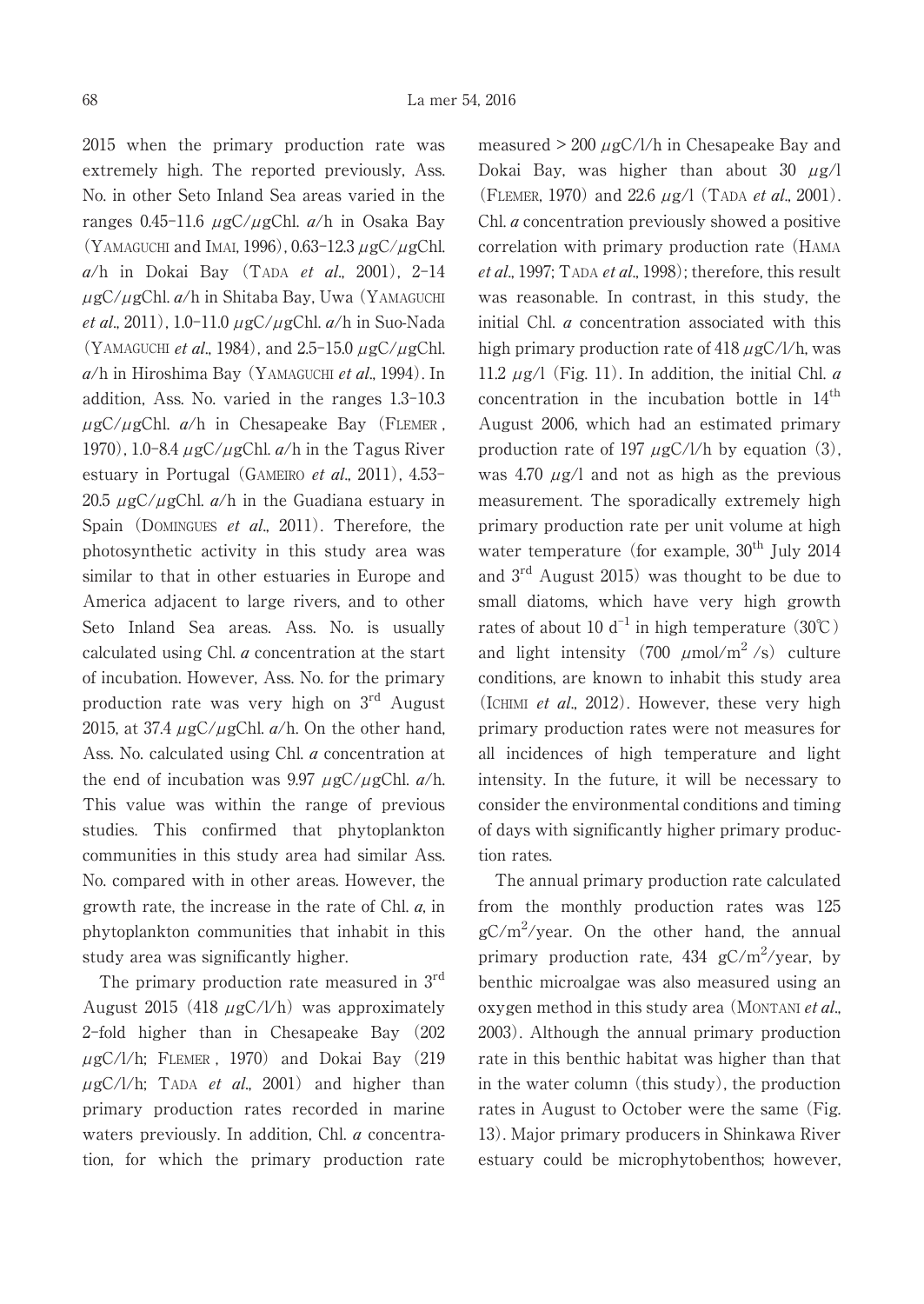2015 when the primary production rate was extremely high. The reported previously, Ass. No. in other Seto Inland Sea areas varied in the ranges 0.45–11.6 $\mu$gC/$\mu$gChl. *a*/h in Osaka Bay (YAMAGUCHI and IMAI, 1996), 0.63–12.3 $\mu$gC/$\mu$gChl. *a*/h in Dokai Bay (TADA *et al.*, 2001), 2–14 $\mu$gC/$\mu$gChl. *a*/h in Shitaba Bay, Uwa (YAMAGUCHI *et al.*, 2011), 1.0–11.0 $\mu$gC/$\mu$gChl. *a*/h in Suo-Nada (YAMAGUCHI *et al.*, 1984), and 2.5–15.0 $\mu$gC/$\mu$gChl. *a*/h in Hiroshima Bay (YAMAGUCHI *et al.*, 1994). In addition, Ass. No. varied in the ranges 1.3–10.3 $\mu$gC/$\mu$gChl. *a*/h in Chesapeake Bay (FLEMER, 1970), 1.0–8.4 $\mu$gC/$\mu$gChl. *a*/h in the Tagus River estuary in Portugal (GAMEIRO *et al.*, 2011), 4.53–20.5 $\mu$gC/$\mu$gChl. *a*/h in the Guadiana estuary in Spain (DOMINGUES *et al.*, 2011). Therefore, the photosynthetic activity in this study area was similar to that in other estuaries in Europe and America adjacent to large rivers, and to other Seto Inland Sea areas. Ass. No. is usually calculated using Chl. *a* concentration at the start of incubation. However, Ass. No. for the primary production rate was very high on 3rd August 2015, at 37.4 $\mu$gC/$\mu$gChl. *a*/h. On the other hand, Ass. No. calculated using Chl. *a* concentration at the end of incubation was 9.97 $\mu$gC/$\mu$gChl. *a*/h. This value was within the range of previous studies. This confirmed that phytoplankton communities in this study area had similar Ass. No. compared with in other areas. However, the growth rate, the increase in the rate of Chl. *a*, in phytoplankton communities that inhabit in this study area was significantly higher.

The primary production rate measured in 3rd August 2015 (418 $\mu$gC/l/h) was approximately 2-fold higher than in Chesapeake Bay (202 $\mu$gC/l/h; FLEMER, 1970) and Dokai Bay (219 $\mu$gC/l/h; TADA *et al.*, 2001) and higher than primary production rates recorded in marine waters previously. In addition, Chl. *a* concentration, for which the primary production rate measured > 200 $\mu$gC/l/h in Chesapeake Bay and Dokai Bay, was higher than about 30 $\mu$g/l (FLEMER, 1970) and 22.6 $\mu$g/l (TADA *et al.*, 2001). Chl. *a* concentration previously showed a positive correlation with primary production rate (HAMA *et al.*, 1997; TADA *et al.*, 1998); therefore, this result was reasonable. In contrast, in this study, the initial Chl. *a* concentration associated with this high primary production rate of 418 $\mu$gC/l/h, was 11.2 $\mu$g/l (Fig. 11). In addition, the initial Chl. *a* concentration in the incubation bottle in 14th August 2006, which had an estimated primary production rate of 197 $\mu$gC/l/h by equation (3), was 4.70 $\mu$g/l and not as high as the previous measurement. The sporadically extremely high primary production rate per unit volume at high water temperature (for example, 30th July 2014 and 3rd August 2015) was thought to be due to small diatoms, which have very high growth rates of about 10 $d^{-1}$ in high temperature (30℃) and light intensity (700 $\mu$mol/m$^2$/s) culture conditions, are known to inhabit this study area (ICHIMI *et al.*, 2012). However, these very high primary production rates were not measures for all incidences of high temperature and light intensity. In the future, it will be necessary to consider the environmental conditions and timing of days with significantly higher primary production rates.

The annual primary production rate calculated from the monthly production rates was 125 gC/m$^2$/year. On the other hand, the annual primary production rate, 434 gC/m$^2$/year, by benthic microalgae was also measured using an oxygen method in this study area (MONTANI *et al.*, 2003). Although the annual primary production rate in this benthic habitat was higher than that in the water column (this study), the production rates in August to October were the same (Fig. 13). Major primary producers in Shinkawa River estuary could be microphytobenthos; however,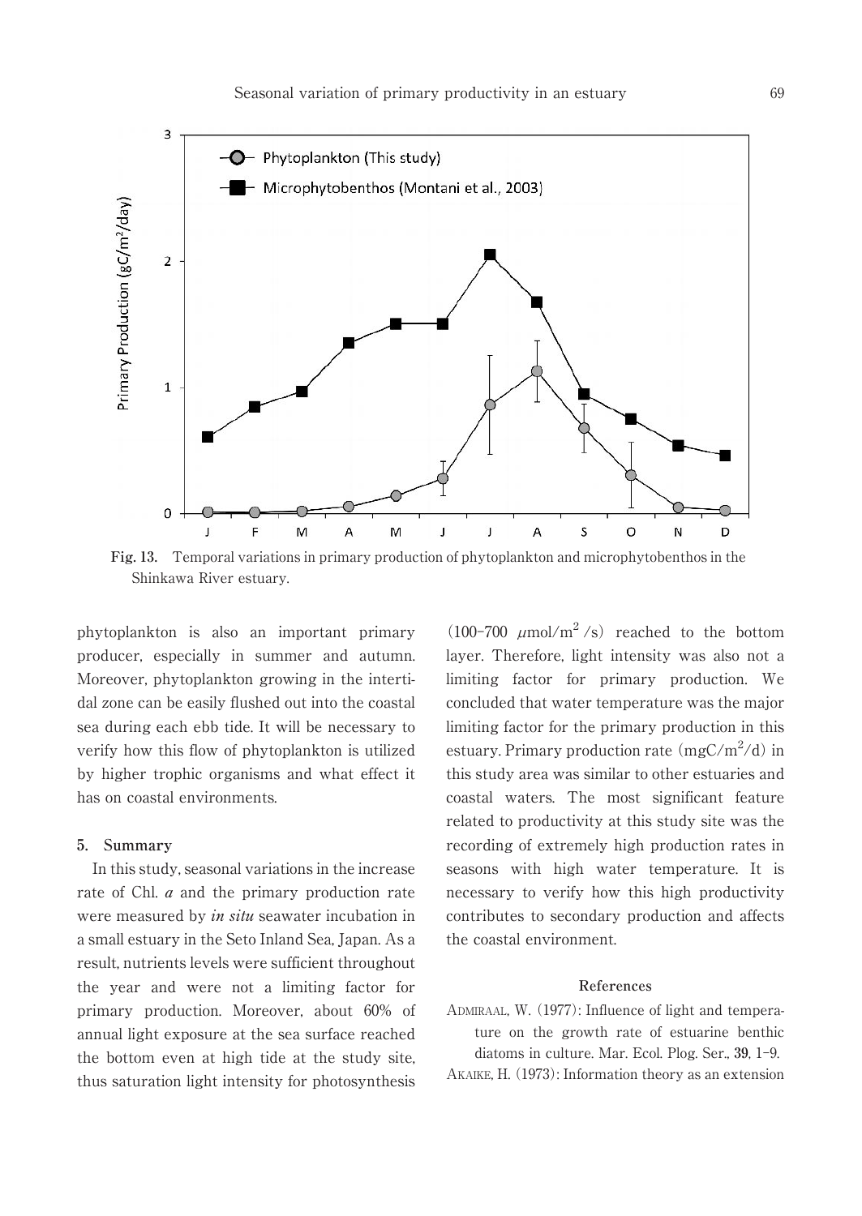Fig. 13. Temporal variations in primary production of phytoplankton and microphytobenthos in the Shinkawa River estuary.

phytoplankton is also an important primary producer, especially in summer and autumn. Moreover, phytoplankton growing in the intertidal zone can be easily flushed out into the coastal sea during each ebb tide. It will be necessary to verify how this flow of phytoplankton is utilized by higher trophic organisms and what effect it has on coastal environments.

## 5. Summary

In this study, seasonal variations in the increase rate of Chl. *a* and the primary production rate were measured by *in situ* seawater incubation in a small estuary in the Seto Inland Sea, Japan. As a result, nutrients levels were sufficient throughout the year and were not a limiting factor for primary production. Moreover, about 60% of annual light exposure at the sea surface reached the bottom even at high tide at the study site, thus saturation light intensity for photosynthesis (100–700 $\mu$mol/m$^2$/s) reached to the bottom layer. Therefore, light intensity was also not a limiting factor for primary production. We concluded that water temperature was the major limiting factor for the primary production in this estuary. Primary production rate (mgC/m$^2$/d) in this study area was similar to other estuaries and coastal waters. The most significant feature related to productivity at this study site was the recording of extremely high production rates in seasons with high water temperature. It is necessary to verify how this high productivity contributes to secondary production and affects the coastal environment.

## References

ADMIRAAL, W. (1977): Influence of light and temperature on the growth rate of estuarine benthic diatoms in culture. Mar. Ecol. Plog. Ser., **39**, 1–9.

AKAIKE, H. (1973): Information theory as an extension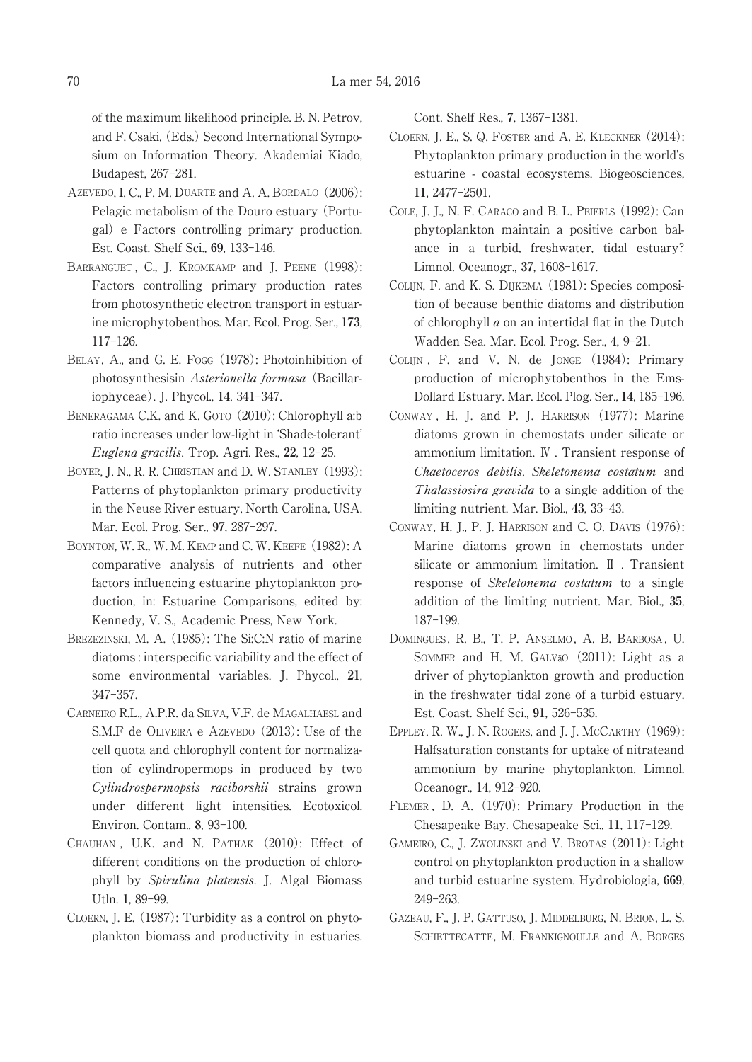of the maximum likelihood principle. B. N. Petrov, and F. Csaki, (Eds.) Second International Symposium on Information Theory. Akademiai Kiado, Budapest, 267–281.

AZEVEDO, I. C., P. M. DUARTE and A. A. BORDALO (2006): Pelagic metabolism of the Douro estuary (Portugal) e Factors controlling primary production. Est. Coast. Shelf Sci., **69**, 133–146.

BARRANGUET, C., J. KROMKAMP and J. PEENE (1998): Factors controlling primary production rates from photosynthetic electron transport in estuarine microphytobenthos. Mar. Ecol. Prog. Ser., **173**, 117–126.

BELAY, A., and G. E. FOGG (1978): Photoinhibition of photosynthesisin *Asterionella formasa* (Bacillariophyceae). J. Phycol., **14**, 341–347.

BENERAGAMA C.K. and K. GOTO (2010): Chlorophyll a:b ratio increases under low-light in 'Shade-tolerant' *Euglena gracilis*. Trop. Agri. Res., **22**, 12–25.

BOYER, J. N., R. R. CHRISTIAN and D. W. STANLEY (1993): Patterns of phytoplankton primary productivity in the Neuse River estuary, North Carolina, USA. Mar. Ecol. Prog. Ser., **97**, 287–297.

BOYNTON, W. R., W. M. KEMP and C. W. KEEFE (1982): A comparative analysis of nutrients and other factors influencing estuarine phytoplankton production, in: Estuarine Comparisons, edited by: Kennedy, V. S., Academic Press, New York.

BREZEZINSKI, M. A. (1985): The Si:C:N ratio of marine diatoms : interspecific variability and the effect of some environmental variables. J. Phycol., **21**, 347–357.

CARNEIRO R.L., A.P.R. da SILVA, V.F. de MAGALHAESL and S.M.F de OLIVEIRA e AZEVEDO (2013): Use of the cell quota and chlorophyll content for normalization of cylindropermops in produced by two *Cylindrospermopsis raciborskii* strains grown under different light intensities. Ecotoxicol. Environ. Contam., **8**, 93–100.

CHAUHAN, U.K. and N. PATHAK (2010): Effect of different conditions on the production of chlorophyll by *Spirulina platensis*. J. Algal Biomass Utln. **1**, 89–99.

CLOERN, J. E. (1987): Turbidity as a control on phytoplankton biomass and productivity in estuaries. Cont. Shelf Res., **7**, 1367–1381.

CLOERN, J. E., S. Q. FOSTER and A. E. KLECKNER (2014): Phytoplankton primary production in the world's estuarine - coastal ecosystems. Biogeosciences, **11**, 2477–2501.

COLE, J. J., N. F. CARACO and B. L. PEIERLS (1992): Can phytoplankton maintain a positive carbon balance in a turbid, freshwater, tidal estuary? Limnol. Oceanogr., **37**, 1608–1617.

COLIJN, F. and K. S. DIJKEMA (1981): Species composition of because benthic diatoms and distribution of chlorophyll *a* on an intertidal flat in the Dutch Wadden Sea. Mar. Ecol. Prog. Ser., **4**, 9–21.

COLIJN, F. and V. N. de JONGE (1984): Primary production of microphytobenthos in the Ems-Dollard Estuary. Mar. Ecol. Plog. Ser., **14**, 185–196.

CONWAY, H. J. and P. J. HARRISON (1977): Marine diatoms grown in chemostats under silicate or ammonium limitation. Ⅳ. Transient response of *Chaetoceros debilis*, *Skeletonema costatum* and *Thalassiosira gravida* to a single addition of the limiting nutrient. Mar. Biol., **43**, 33–43.

CONWAY, H. J., P. J. HARRISON and C. O. DAVIS (1976): Marine diatoms grown in chemostats under silicate or ammonium limitation. Ⅱ. Transient response of *Skeletonema costatum* to a single addition of the limiting nutrient. Mar. Biol., **35**, 187–199.

DOMINGUES, R. B., T. P. ANSELMO, A. B. BARBOSA, U. SOMMER and H. M. GALVão (2011): Light as a driver of phytoplankton growth and production in the freshwater tidal zone of a turbid estuary. Est. Coast. Shelf Sci., **91**, 526–535.

EPPLEY, R. W., J. N. ROGERS, and J. J. MCCARTHY (1969): Halfsaturation constants for uptake of nitrateand ammonium by marine phytoplankton. Limnol. Oceanogr., **14**, 912–920.

FLEMER, D. A. (1970): Primary Production in the Chesapeake Bay. Chesapeake Sci., **11**, 117–129.

GAMEIRO, C., J. ZWOLINSKI and V. BROTAS (2011): Light control on phytoplankton production in a shallow and turbid estuarine system. Hydrobiologia, **669**, 249–263.

GAZEAU, F., J. P. GATTUSO, J. MIDDELBURG, N. BRION, L. S. SCHIETTECATTE, M. FRANKIGNOULLE and A. BORGES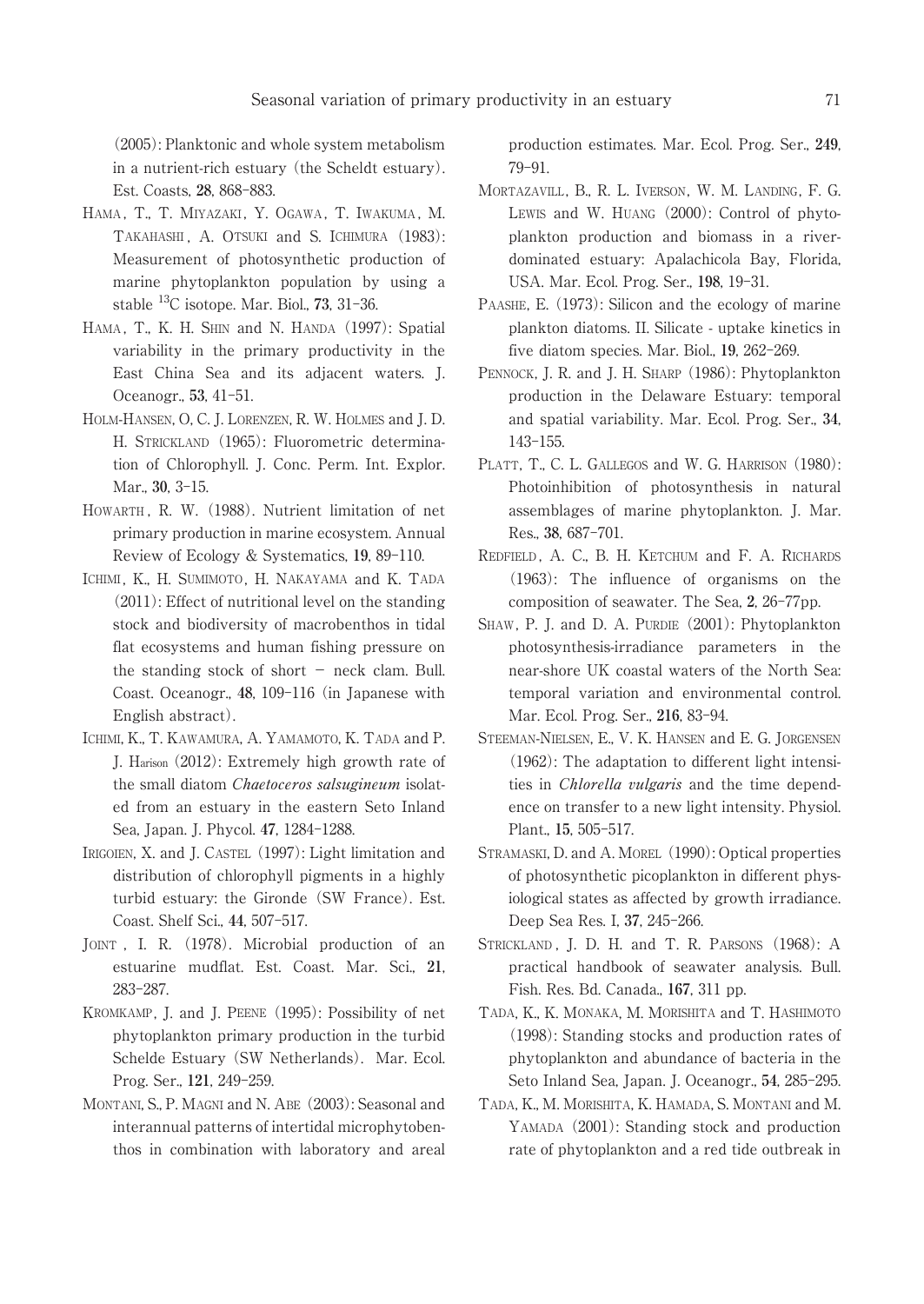(2005): Planktonic and whole system metabolism in a nutrient-rich estuary (the Scheldt estuary). Est. Coasts, **28**, 868–883.

HAMA, T., T. MIYAZAKI, Y. OGAWA, T. IWAKUMA, M. TAKAHASHI, A. OTSUKI and S. ICHIMURA (1983): Measurement of photosynthetic production of marine phytoplankton population by using a stable $^{13}$C isotope. Mar. Biol., **73**, 31–36.

HAMA, T., K. H. SHIN and N. HANDA (1997): Spatial variability in the primary productivity in the East China Sea and its adjacent waters. J. Oceanogr., **53**, 41–51.

HOLM-HANSEN, O, C. J. LORENZEN, R. W. HOLMES and J. D. H. STRICKLAND (1965): Fluorometric determination of Chlorophyll. J. Conc. Perm. Int. Explor. Mar., **30**, 3–15.

HOWARTH, R. W. (1988). Nutrient limitation of net primary production in marine ecosystem. Annual Review of Ecology & Systematics, **19**, 89–110.

ICHIMI, K., H. SUMIMOTO, H. NAKAYAMA and K. TADA (2011): Effect of nutritional level on the standing stock and biodiversity of macrobenthos in tidal flat ecosystems and human fishing pressure on the standing stock of short – neck clam. Bull. Coast. Oceanogr., **48**, 109–116 (in Japanese with English abstract).

ICHIMI, K., T. KAWAMURA, A. YAMAMOTO, K. TADA and P. J. Harison (2012): Extremely high growth rate of the small diatom *Chaetoceros salsugineum* isolated from an estuary in the eastern Seto Inland Sea, Japan. J. Phycol. **47**, 1284–1288.

IRIGOIEN, X. and J. CASTEL (1997): Light limitation and distribution of chlorophyll pigments in a highly turbid estuary: the Gironde (SW France). Est. Coast. Shelf Sci., **44**, 507–517.

JOINT, I. R. (1978). Microbial production of an estuarine mudflat. Est. Coast. Mar. Sci., **21**, 283–287.

KROMKAMP, J. and J. PEENE (1995): Possibility of net phytoplankton primary production in the turbid Schelde Estuary (SW Netherlands). Mar. Ecol. Prog. Ser., **121**, 249–259.

MONTANI, S., P. MAGNI and N. ABE (2003): Seasonal and interannual patterns of intertidal microphytobenthos in combination with laboratory and areal production estimates. Mar. Ecol. Prog. Ser., **249**, 79–91.

MORTAZAVILL, B., R. L. IVERSON, W. M. LANDING, F. G. LEWIS and W. HUANG (2000): Control of phytoplankton production and biomass in a river-dominated estuary: Apalachicola Bay, Florida, USA. Mar. Ecol. Prog. Ser., **198**, 19–31.

PAASHE, E. (1973): Silicon and the ecology of marine plankton diatoms. II. Silicate - uptake kinetics in five diatom species. Mar. Biol., **19**, 262–269.

PENNOCK, J. R. and J. H. SHARP (1986): Phytoplankton production in the Delaware Estuary: temporal and spatial variability. Mar. Ecol. Prog. Ser., **34**, 143–155.

PLATT, T., C. L. GALLEGOS and W. G. HARRISON (1980): Photoinhibition of photosynthesis in natural assemblages of marine phytoplankton. J. Mar. Res., **38**, 687–701.

REDFIELD, A. C., B. H. KETCHUM and F. A. RICHARDS (1963): The influence of organisms on the composition of seawater. The Sea, **2**, 26–77pp.

SHAW, P. J. and D. A. PURDIE (2001): Phytoplankton photosynthesis-irradiance parameters in the near-shore UK coastal waters of the North Sea: temporal variation and environmental control. Mar. Ecol. Prog. Ser., **216**, 83–94.

STEEMAN-NIELSEN, E., V. K. HANSEN and E. G. JORGENSEN (1962): The adaptation to different light intensities in *Chlorella vulgaris* and the time dependence on transfer to a new light intensity. Physiol. Plant., **15**, 505–517.

STRAMASKI, D. and A. MOREL (1990): Optical properties of photosynthetic picoplankton in different physiological states as affected by growth irradiance. Deep Sea Res. I, **37**, 245–266.

STRICKLAND, J. D. H. and T. R. PARSONS (1968): A practical handbook of seawater analysis. Bull. Fish. Res. Bd. Canada., **167**, 311 pp.

TADA, K., K. MONAKA, M. MORISHITA and T. HASHIMOTO (1998): Standing stocks and production rates of phytoplankton and abundance of bacteria in the Seto Inland Sea, Japan. J. Oceanogr., **54**, 285–295.

TADA, K., M. MORISHITA, K. HAMADA, S. MONTANI and M. YAMADA (2001): Standing stock and production rate of phytoplankton and a red tide outbreak in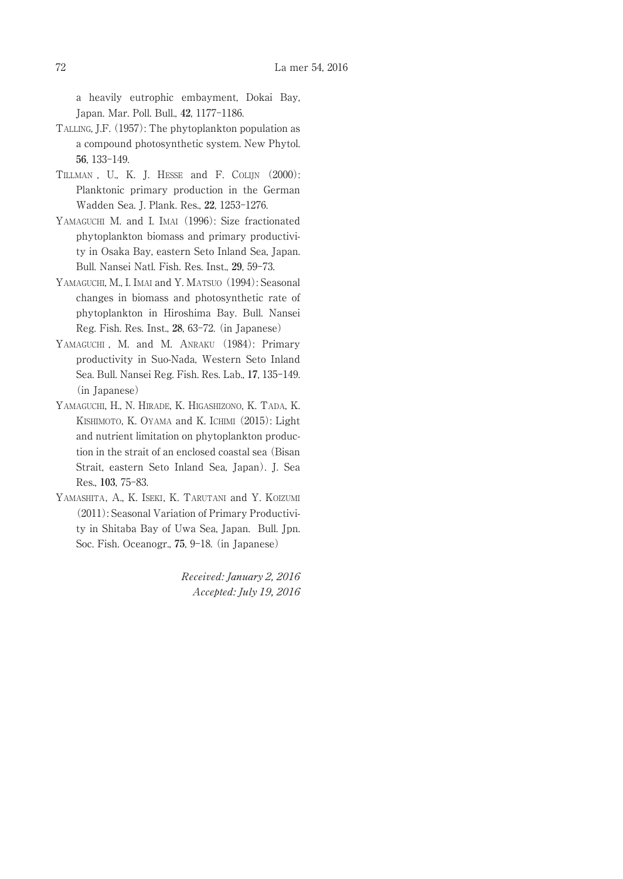a heavily eutrophic embayment, Dokai Bay, Japan. Mar. Poll. Bull., **42**, 1177–1186.

TALLING, J.F. (1957): The phytoplankton population as a compound photosynthetic system. New Phytol. **56**, 133–149.

TILLMAN , U., K. J. HESSE and F. COLIJN (2000): Planktonic primary production in the German Wadden Sea. J. Plank. Res., **22**, 1253–1276.

YAMAGUCHI M. and I. IMAI (1996): Size fractionated phytoplankton biomass and primary productivity in Osaka Bay, eastern Seto Inland Sea, Japan. Bull. Nansei Natl. Fish. Res. Inst., **29**, 59–73.

YAMAGUCHI, M., I. IMAI and Y. MATSUO (1994): Seasonal changes in biomass and photosynthetic rate of phytoplankton in Hiroshima Bay. Bull. Nansei Reg. Fish. Res. Inst., **28**, 63–72. (in Japanese)

YAMAGUCHI , M. and M. ANRAKU (1984): Primary productivity in Suo-Nada, Western Seto Inland Sea. Bull. Nansei Reg. Fish. Res. Lab., **17**, 135–149. (in Japanese)

YAMAGUCHI, H., N. HIRADE, K. HIGASHIZONO, K. TADA, K. KISHIMOTO, K. OYAMA and K. ICHIMI (2015): Light and nutrient limitation on phytoplankton production in the strait of an enclosed coastal sea (Bisan Strait, eastern Seto Inland Sea, Japan). J. Sea Res., **103**, 75–83.

YAMASHITA, A., K. ISEKI, K. TARUTANI and Y. KOIZUMI (2011): Seasonal Variation of Primary Productivity in Shitaba Bay of Uwa Sea, Japan. Bull. Jpn. Soc. Fish. Oceanogr., **75**, 9–18. (in Japanese)

*Received: January 2, 2016*
*Accepted: July 19, 2016*